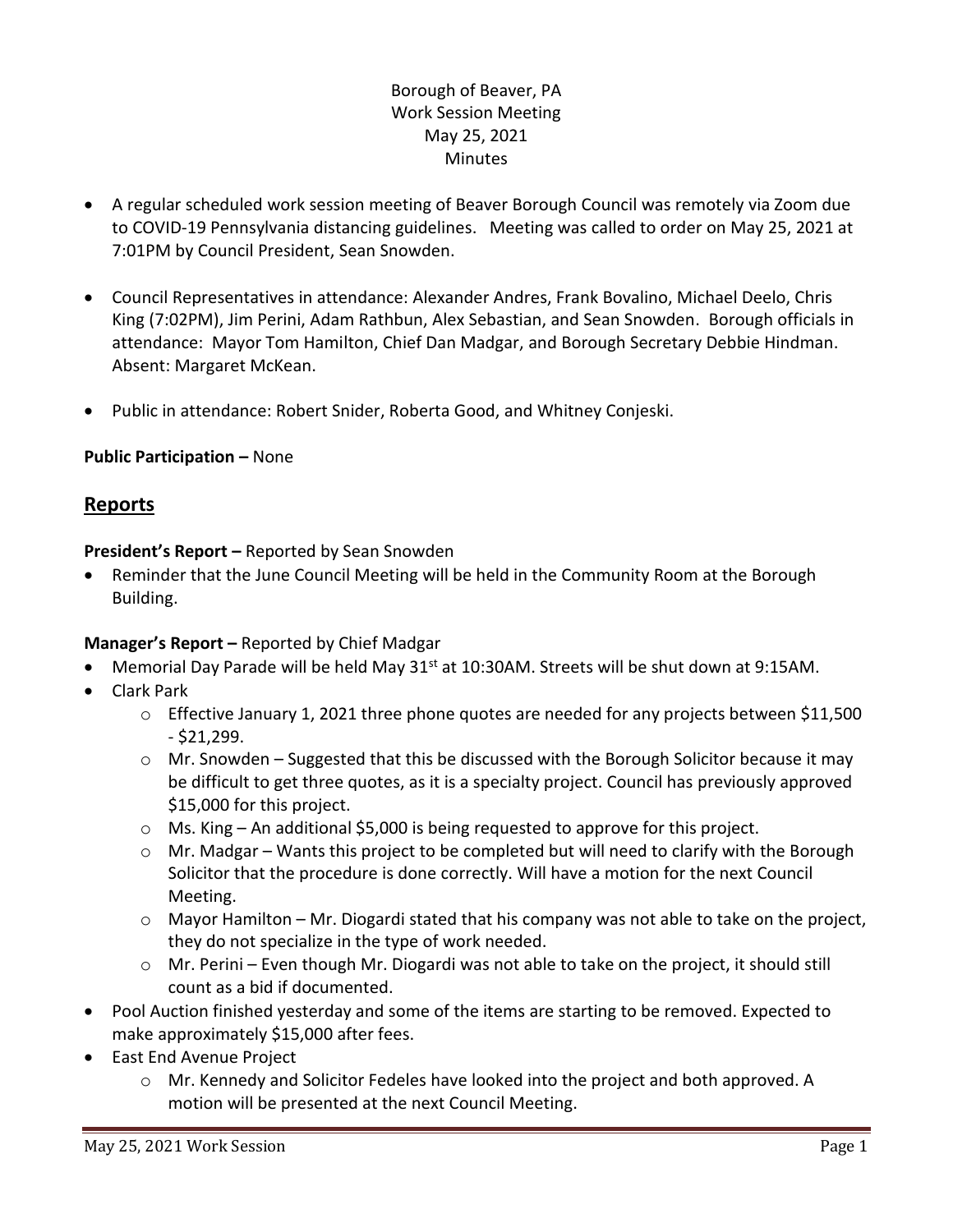Borough of Beaver, PA
Work Session Meeting
May 25, 2021
Minutes

- A regular scheduled work session meeting of Beaver Borough Council was remotely via Zoom due to COVID-19 Pennsylvania distancing guidelines. Meeting was called to order on May 25, 2021 at 7:01PM by Council President, Sean Snowden.
- Council Representatives in attendance: Alexander Andres, Frank Bovalino, Michael Deelo, Chris King (7:02PM), Jim Perini, Adam Rathbun, Alex Sebastian, and Sean Snowden. Borough officials in attendance: Mayor Tom Hamilton, Chief Dan Madgar, and Borough Secretary Debbie Hindman. Absent: Margaret McKean.
- Public in attendance: Robert Snider, Roberta Good, and Whitney Conjeski.

**Public Participation –** None

## Reports

**President's Report –** Reported by Sean Snowden

- Reminder that the June Council Meeting will be held in the Community Room at the Borough Building.

**Manager's Report –** Reported by Chief Madgar

- Memorial Day Parade will be held May 31st at 10:30AM. Streets will be shut down at 9:15AM.
- Clark Park
  - Effective January 1, 2021 three phone quotes are needed for any projects between $11,500 - $21,299.
  - Mr. Snowden – Suggested that this be discussed with the Borough Solicitor because it may be difficult to get three quotes, as it is a specialty project. Council has previously approved $15,000 for this project.
  - Ms. King – An additional $5,000 is being requested to approve for this project.
  - Mr. Madgar – Wants this project to be completed but will need to clarify with the Borough Solicitor that the procedure is done correctly. Will have a motion for the next Council Meeting.
  - Mayor Hamilton – Mr. Diogardi stated that his company was not able to take on the project, they do not specialize in the type of work needed.
  - Mr. Perini – Even though Mr. Diogardi was not able to take on the project, it should still count as a bid if documented.
- Pool Auction finished yesterday and some of the items are starting to be removed. Expected to make approximately $15,000 after fees.
- East End Avenue Project
  - Mr. Kennedy and Solicitor Fedeles have looked into the project and both approved. A motion will be presented at the next Council Meeting.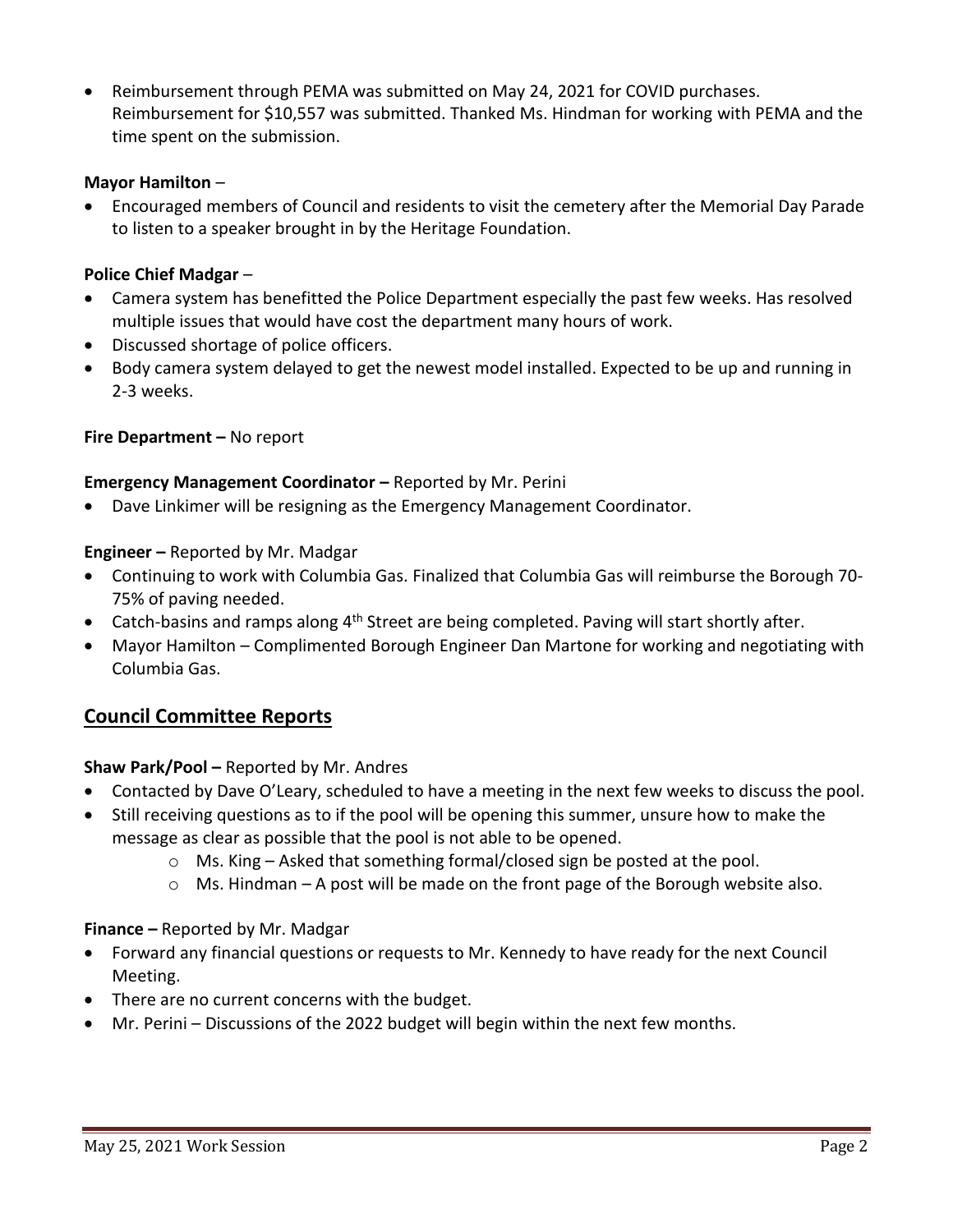- Reimbursement through PEMA was submitted on May 24, 2021 for COVID purchases. Reimbursement for $10,557 was submitted. Thanked Ms. Hindman for working with PEMA and the time spent on the submission.

**Mayor Hamilton** –

- Encouraged members of Council and residents to visit the cemetery after the Memorial Day Parade to listen to a speaker brought in by the Heritage Foundation.

**Police Chief Madgar** –

- Camera system has benefitted the Police Department especially the past few weeks. Has resolved multiple issues that would have cost the department many hours of work.
- Discussed shortage of police officers.
- Body camera system delayed to get the newest model installed. Expected to be up and running in 2-3 weeks.

**Fire Department –** No report

**Emergency Management Coordinator –** Reported by Mr. Perini

- Dave Linkimer will be resigning as the Emergency Management Coordinator.

**Engineer –** Reported by Mr. Madgar

- Continuing to work with Columbia Gas. Finalized that Columbia Gas will reimburse the Borough 70-75% of paving needed.
- Catch-basins and ramps along 4th Street are being completed. Paving will start shortly after.
- Mayor Hamilton – Complimented Borough Engineer Dan Martone for working and negotiating with Columbia Gas.

## Council Committee Reports

**Shaw Park/Pool –** Reported by Mr. Andres

- Contacted by Dave O'Leary, scheduled to have a meeting in the next few weeks to discuss the pool.
- Still receiving questions as to if the pool will be opening this summer, unsure how to make the message as clear as possible that the pool is not able to be opened.
  - Ms. King – Asked that something formal/closed sign be posted at the pool.
  - Ms. Hindman – A post will be made on the front page of the Borough website also.

**Finance –** Reported by Mr. Madgar

- Forward any financial questions or requests to Mr. Kennedy to have ready for the next Council Meeting.
- There are no current concerns with the budget.
- Mr. Perini – Discussions of the 2022 budget will begin within the next few months.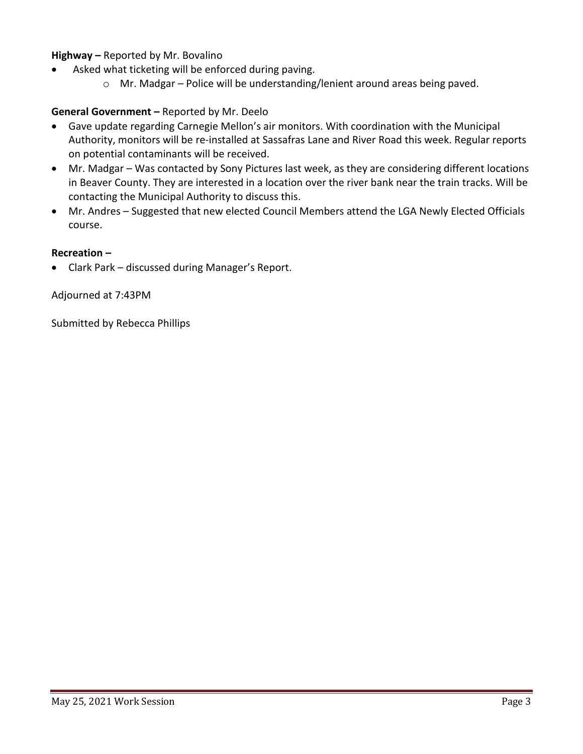**Highway –** Reported by Mr. Bovalino

- Asked what ticketing will be enforced during paving.
  - Mr. Madgar – Police will be understanding/lenient around areas being paved.

**General Government –** Reported by Mr. Deelo

- Gave update regarding Carnegie Mellon's air monitors. With coordination with the Municipal Authority, monitors will be re-installed at Sassafras Lane and River Road this week. Regular reports on potential contaminants will be received.
- Mr. Madgar – Was contacted by Sony Pictures last week, as they are considering different locations in Beaver County. They are interested in a location over the river bank near the train tracks. Will be contacting the Municipal Authority to discuss this.
- Mr. Andres – Suggested that new elected Council Members attend the LGA Newly Elected Officials course.

**Recreation –**

- Clark Park – discussed during Manager's Report.

Adjourned at 7:43PM

Submitted by Rebecca Phillips